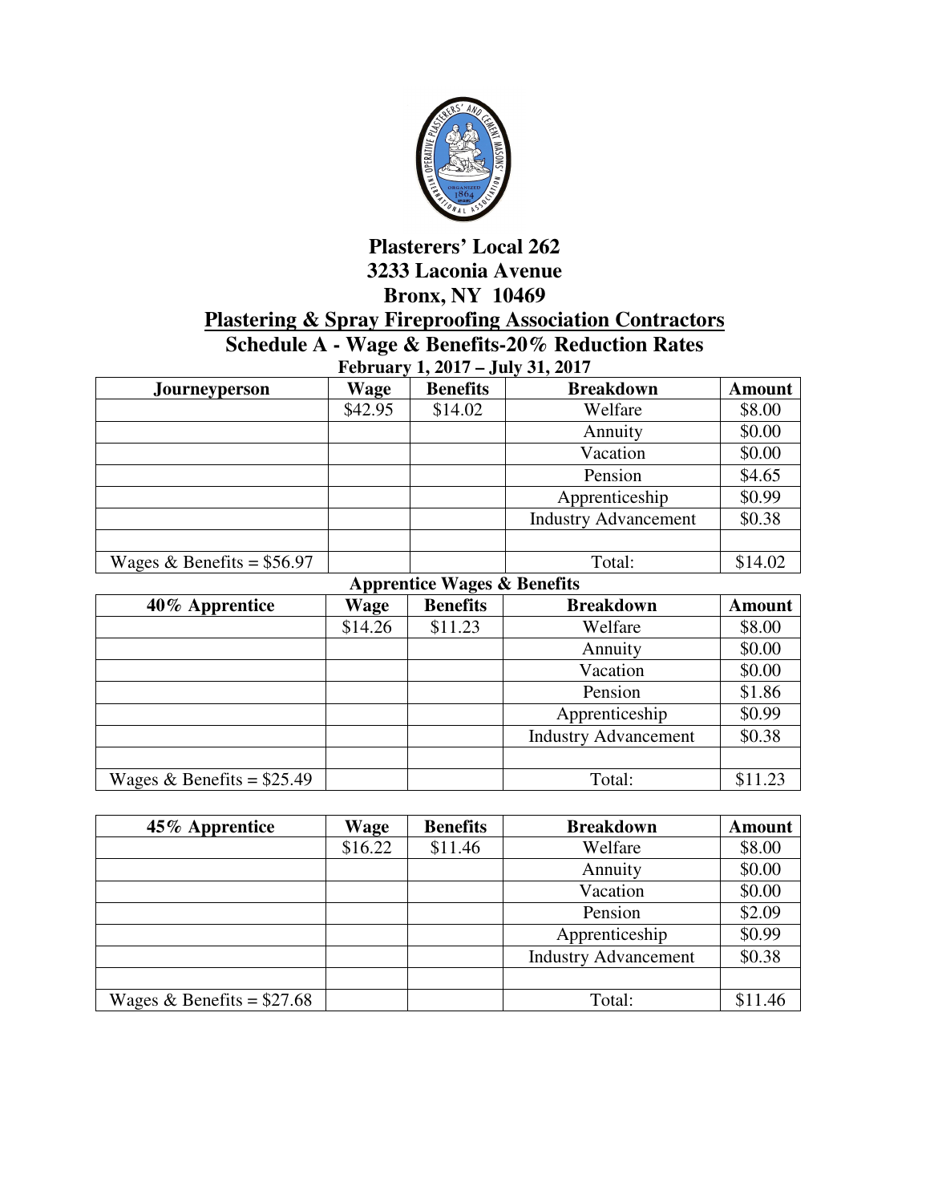# Plasterers' Local 262

**3233 Laconia Avenue**

**Bronx, NY 10469**

## Plastering & Spray Fireproofing Association Contractors

### Schedule A - Wage & Benefits-20% Reduction Rates

**February 1, 2017 – July 31, 2017**

| Journeyperson | Wage | Benefits | Breakdown | Amount |
|---|---|---|---|---|
| | $42.95 | $14.02 | Welfare | $8.00 |
| | | | Annuity | $0.00 |
| | | | Vacation | $0.00 |
| | | | Pension | $4.65 |
| | | | Apprenticeship | $0.99 |
| | | | Industry Advancement | $0.38 |
| | | | | |
| Wages & Benefits = $56.97 | | | Total: | $14.02 |

**Apprentice Wages & Benefits**

| 40% Apprentice | Wage | Benefits | Breakdown | Amount |
|---|---|---|---|---|
| | $14.26 | $11.23 | Welfare | $8.00 |
| | | | Annuity | $0.00 |
| | | | Vacation | $0.00 |
| | | | Pension | $1.86 |
| | | | Apprenticeship | $0.99 |
| | | | Industry Advancement | $0.38 |
| | | | | |
| Wages & Benefits = $25.49 | | | Total: | $11.23 |

| 45% Apprentice | Wage | Benefits | Breakdown | Amount |
|---|---|---|---|---|
| | $16.22 | $11.46 | Welfare | $8.00 |
| | | | Annuity | $0.00 |
| | | | Vacation | $0.00 |
| | | | Pension | $2.09 |
| | | | Apprenticeship | $0.99 |
| | | | Industry Advancement | $0.38 |
| | | | | |
| Wages & Benefits = $27.68 | | | Total: | $11.46 |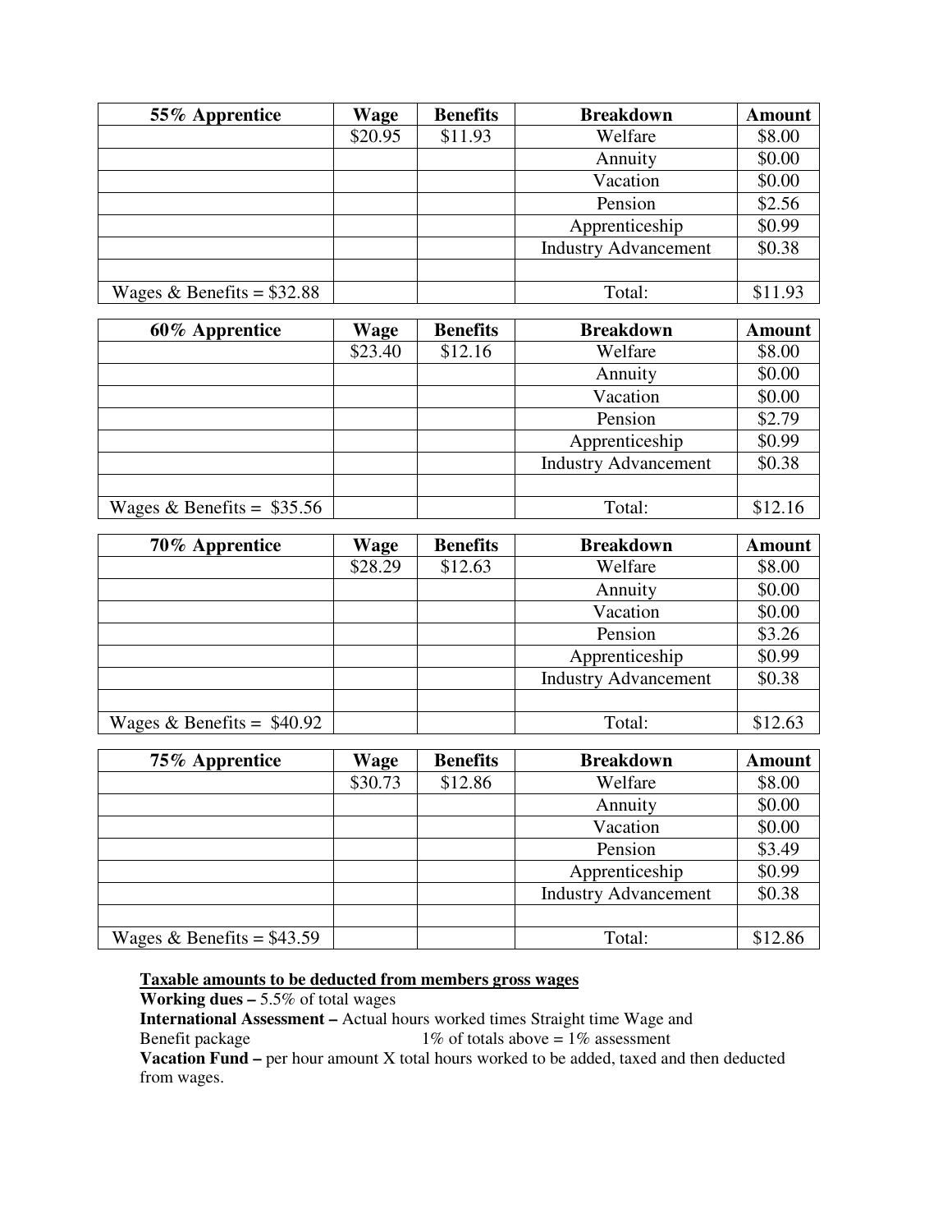| 55% Apprentice | Wage | Benefits | Breakdown | Amount |
|---|---|---|---|---|
| | $20.95 | $11.93 | Welfare | $8.00 |
| | | | Annuity | $0.00 |
| | | | Vacation | $0.00 |
| | | | Pension | $2.56 |
| | | | Apprenticeship | $0.99 |
| | | | Industry Advancement | $0.38 |
| | | | | |
| Wages & Benefits = $32.88 | | | Total: | $11.93 |

| 60% Apprentice | Wage | Benefits | Breakdown | Amount |
|---|---|---|---|---|
| | $23.40 | $12.16 | Welfare | $8.00 |
| | | | Annuity | $0.00 |
| | | | Vacation | $0.00 |
| | | | Pension | $2.79 |
| | | | Apprenticeship | $0.99 |
| | | | Industry Advancement | $0.38 |
| | | | | |
| Wages & Benefits = $35.56 | | | Total: | $12.16 |

| 70% Apprentice | Wage | Benefits | Breakdown | Amount |
|---|---|---|---|---|
| | $28.29 | $12.63 | Welfare | $8.00 |
| | | | Annuity | $0.00 |
| | | | Vacation | $0.00 |
| | | | Pension | $3.26 |
| | | | Apprenticeship | $0.99 |
| | | | Industry Advancement | $0.38 |
| | | | | |
| Wages & Benefits = $40.92 | | | Total: | $12.63 |

| 75% Apprentice | Wage | Benefits | Breakdown | Amount |
|---|---|---|---|---|
| | $30.73 | $12.86 | Welfare | $8.00 |
| | | | Annuity | $0.00 |
| | | | Vacation | $0.00 |
| | | | Pension | $3.49 |
| | | | Apprenticeship | $0.99 |
| | | | Industry Advancement | $0.38 |
| | | | | |
| Wages & Benefits = $43.59 | | | Total: | $12.86 |

**Taxable amounts to be deducted from members gross wages**

**Working dues –** 5.5% of total wages

**International Assessment –** Actual hours worked times Straight time Wage and Benefit package 1% of totals above = 1% assessment

**Vacation Fund –** per hour amount X total hours worked to be added, taxed and then deducted from wages.